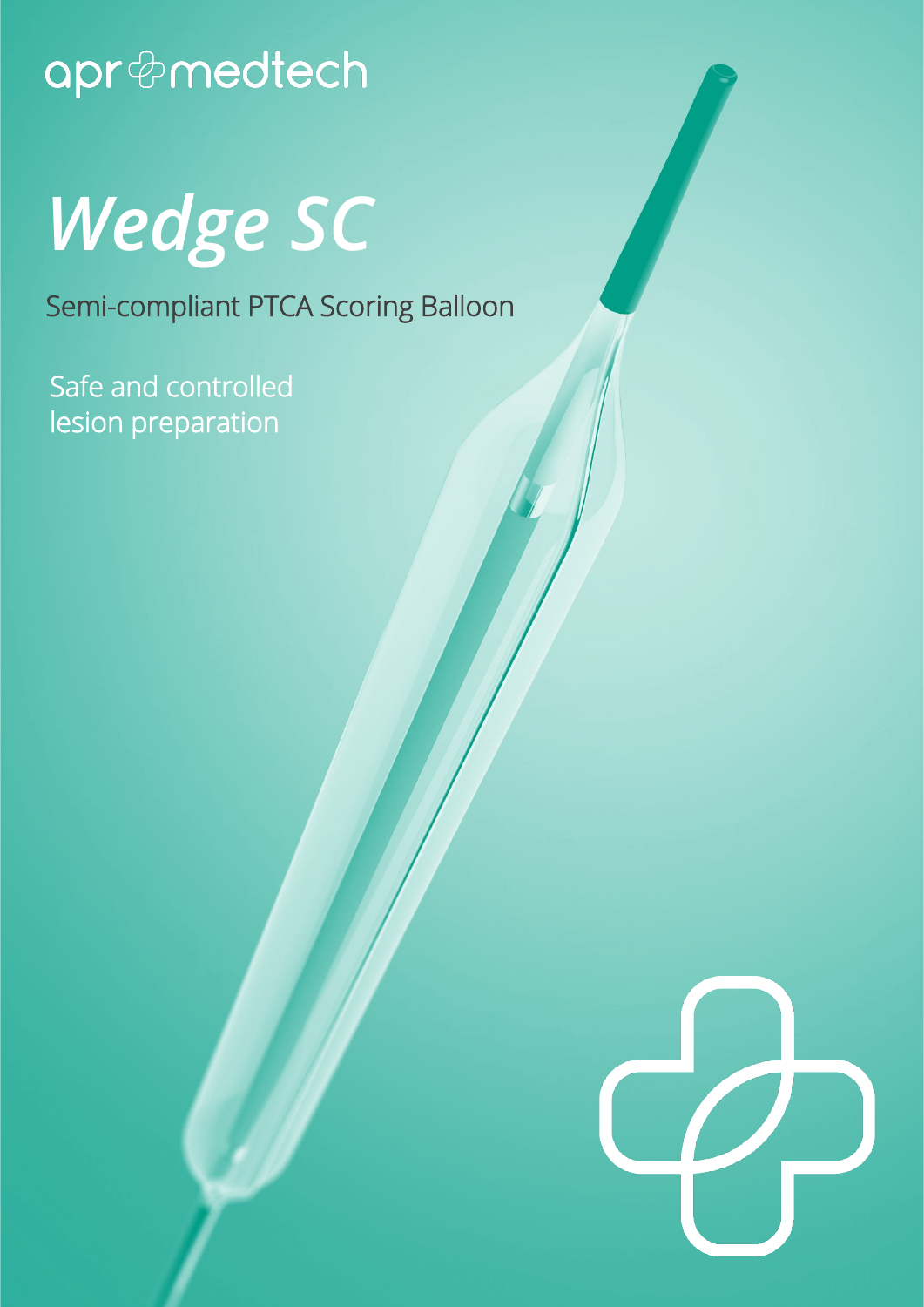apr medtech

# *Wedge SC*

Semi-compliant PTCA Scoring Balloon

Safe and controlled
lesion preparation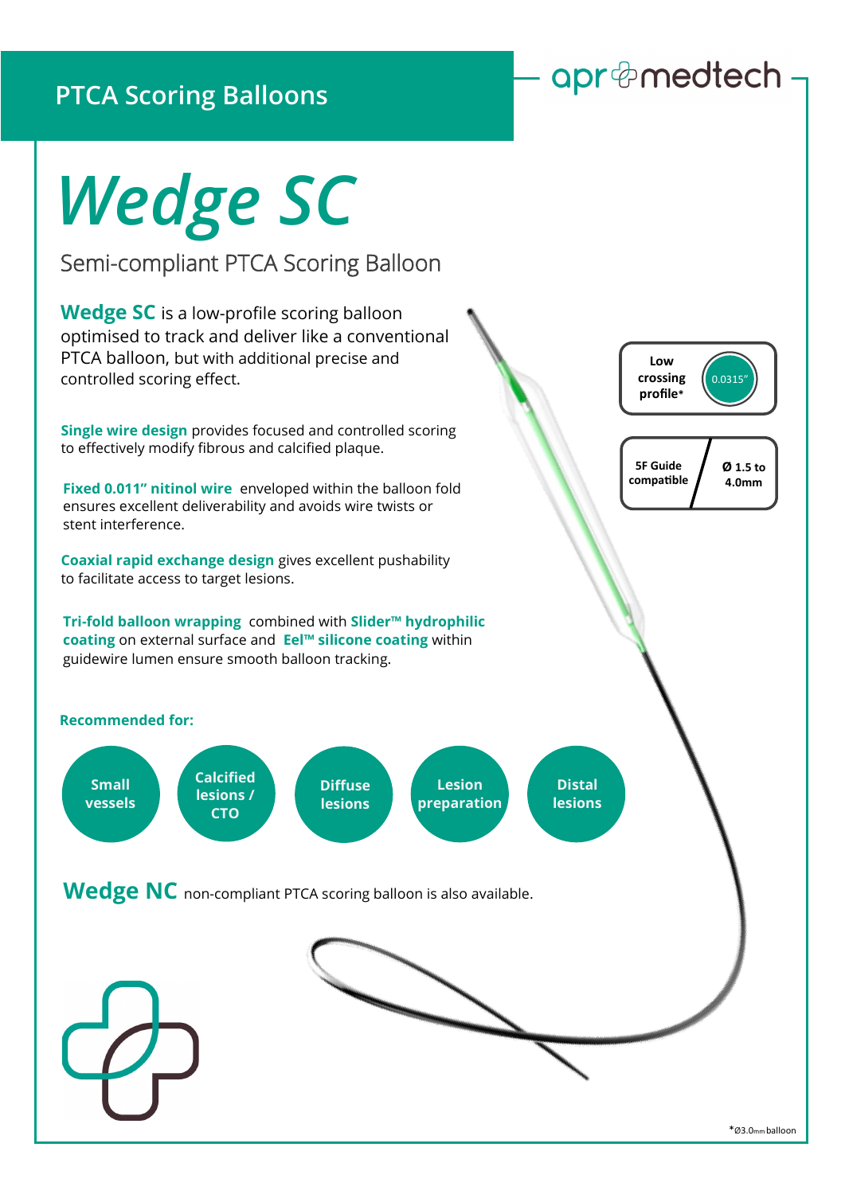## PTCA Scoring Balloons

# *Wedge SC*

### Semi-compliant PTCA Scoring Balloon

**Wedge SC** is a low-profile scoring balloon optimised to track and deliver like a conventional PTCA balloon, but with additional precise and controlled scoring effect.

**Single wire design** provides focused and controlled scoring to effectively modify fibrous and calcified plaque.

**Fixed 0.011" nitinol wire** enveloped within the balloon fold ensures excellent deliverability and avoids wire twists or stent interference.

**Coaxial rapid exchange design** gives excellent pushability to facilitate access to target lesions.

**Tri-fold balloon wrapping** combined with **Slider™ hydrophilic coating** on external surface and **Eel™ silicone coating** within guidewire lumen ensure smooth balloon tracking.

**Low crossing profile*** 0.0315"

**5F Guide compatible** | **Ø 1.5 to 4.0mm**

**Recommended for:**

- Small vessels
- Calcified lesions / CTO
- Diffuse lesions
- Lesion preparation
- Distal lesions

**Wedge NC** non-compliant PTCA scoring balloon is also available.

*Ø3.0mm balloon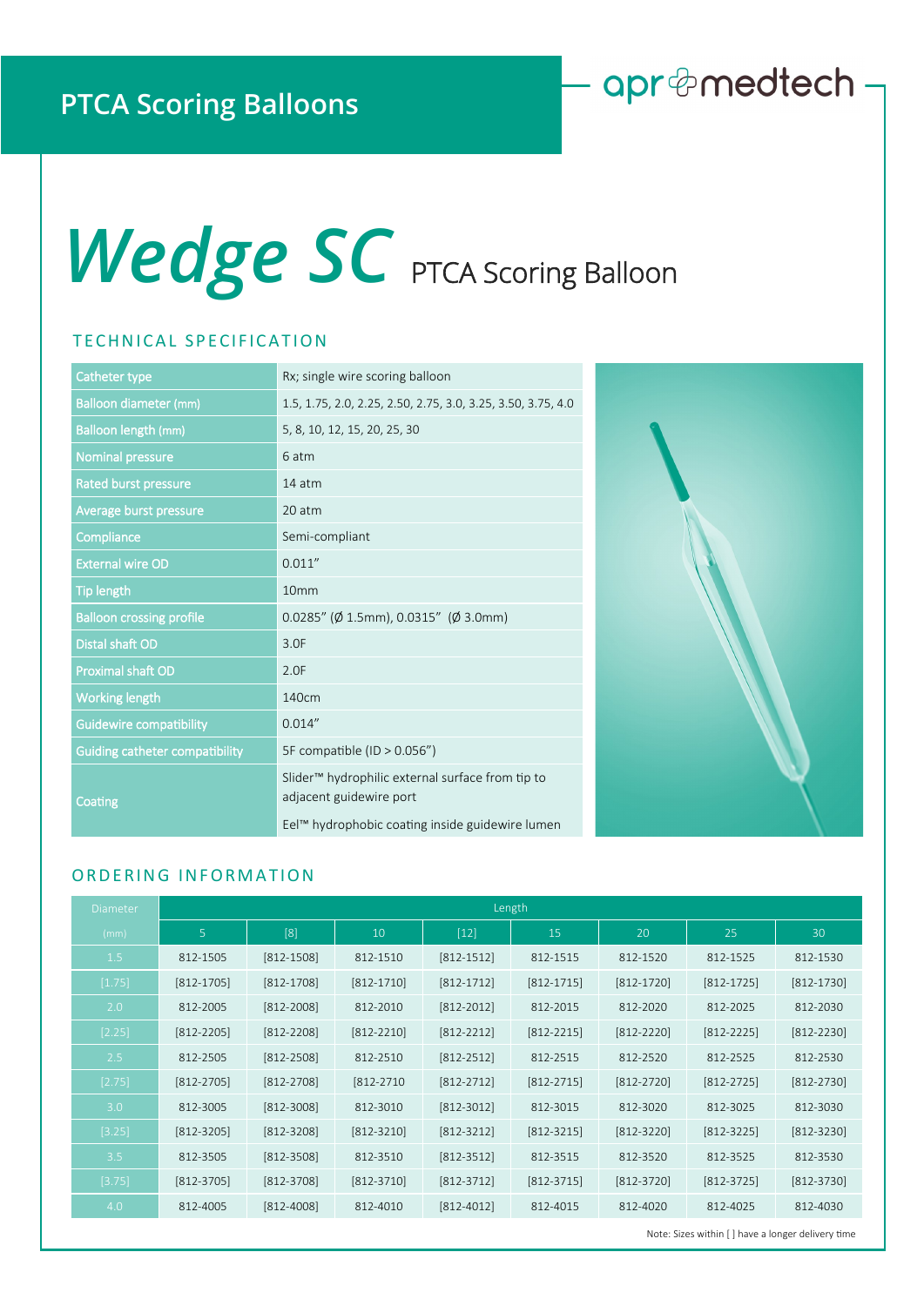PTCA Scoring Balloons

apr medtech

# *Wedge SC* PTCA Scoring Balloon

## TECHNICAL SPECIFICATION

| | |
|---|---|
| Catheter type | Rx; single wire scoring balloon |
| Balloon diameter (mm) | 1.5, 1.75, 2.0, 2.25, 2.50, 2.75, 3.0, 3.25, 3.50, 3.75, 4.0 |
| Balloon length (mm) | 5, 8, 10, 12, 15, 20, 25, 30 |
| Nominal pressure | 6 atm |
| Rated burst pressure | 14 atm |
| Average burst pressure | 20 atm |
| Compliance | Semi-compliant |
| External wire OD | 0.011" |
| Tip length | 10mm |
| Balloon crossing profile | 0.0285" (Ø 1.5mm), 0.0315" (Ø 3.0mm) |
| Distal shaft OD | 3.0F |
| Proximal shaft OD | 2.0F |
| Working length | 140cm |
| Guidewire compatibility | 0.014" |
| Guiding catheter compatibility | 5F compatible (ID > 0.056") |
| Coating | Slider™ hydrophilic external surface from tip to adjacent guidewire port<br>Eel™ hydrophobic coating inside guidewire lumen |

## ORDERING INFORMATION

| Diameter (mm) | Length | | | | | | | |
|---|---|---|---|---|---|---|---|---|
| | 5 | [8] | 10 | [12] | 15 | 20 | 25 | 30 |
| 1.5 | 812-1505 | [812-1508] | 812-1510 | [812-1512] | 812-1515 | 812-1520 | 812-1525 | 812-1530 |
| [1.75] | [812-1705] | [812-1708] | [812-1710] | [812-1712] | [812-1715] | [812-1720] | [812-1725] | [812-1730] |
| 2.0 | 812-2005 | [812-2008] | 812-2010 | [812-2012] | 812-2015 | 812-2020 | 812-2025 | 812-2030 |
| [2.25] | [812-2205] | [812-2208] | [812-2210] | [812-2212] | [812-2215] | [812-2220] | [812-2225] | [812-2230] |
| 2.5 | 812-2505 | [812-2508] | 812-2510 | [812-2512] | 812-2515 | 812-2520 | 812-2525 | 812-2530 |
| [2.75] | [812-2705] | [812-2708] | [812-2710 | [812-2712] | [812-2715] | [812-2720] | [812-2725] | [812-2730] |
| 3.0 | 812-3005 | [812-3008] | 812-3010 | [812-3012] | 812-3015 | 812-3020 | 812-3025 | 812-3030 |
| [3.25] | [812-3205] | [812-3208] | [812-3210] | [812-3212] | [812-3215] | [812-3220] | [812-3225] | [812-3230] |
| 3.5 | 812-3505 | [812-3508] | 812-3510 | [812-3512] | 812-3515 | 812-3520 | 812-3525 | 812-3530 |
| [3.75] | [812-3705] | [812-3708] | [812-3710] | [812-3712] | [812-3715] | [812-3720] | [812-3725] | [812-3730] |
| 4.0 | 812-4005 | [812-4008] | 812-4010 | [812-4012] | 812-4015 | 812-4020 | 812-4025 | 812-4030 |

Note: Sizes within [ ] have a longer delivery time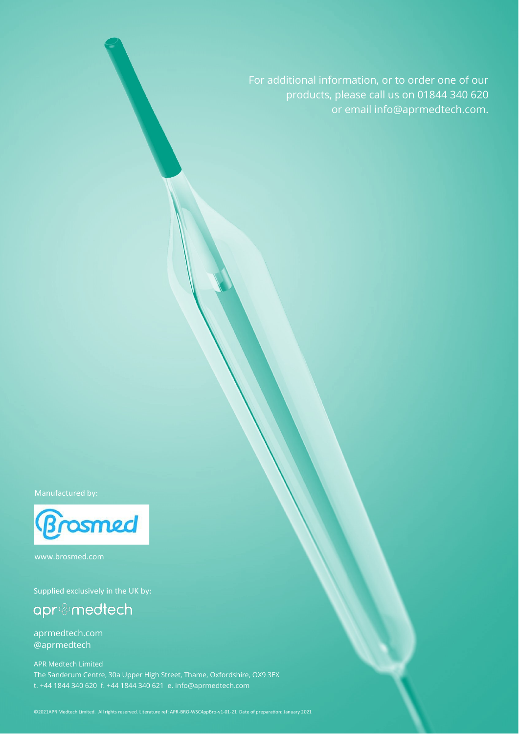For additional information, or to order one of our products, please call us on 01844 340 620 or email info@aprmedtech.com.

Manufactured by:

Brosmed

www.brosmed.com

Supplied exclusively in the UK by:

apr medtech

aprmedtech.com
@aprmedtech

APR Medtech Limited
The Sanderum Centre, 30a Upper High Street, Thame, Oxfordshire, OX9 3EX
t. +44 1844 340 620 f. +44 1844 340 621 e. info@aprmedtech.com

©2021APR Medtech Limited. All rights reserved. Literature ref: APR-BRO-WSC4ppBro-v1-01-21 Date of preparation: January 2021